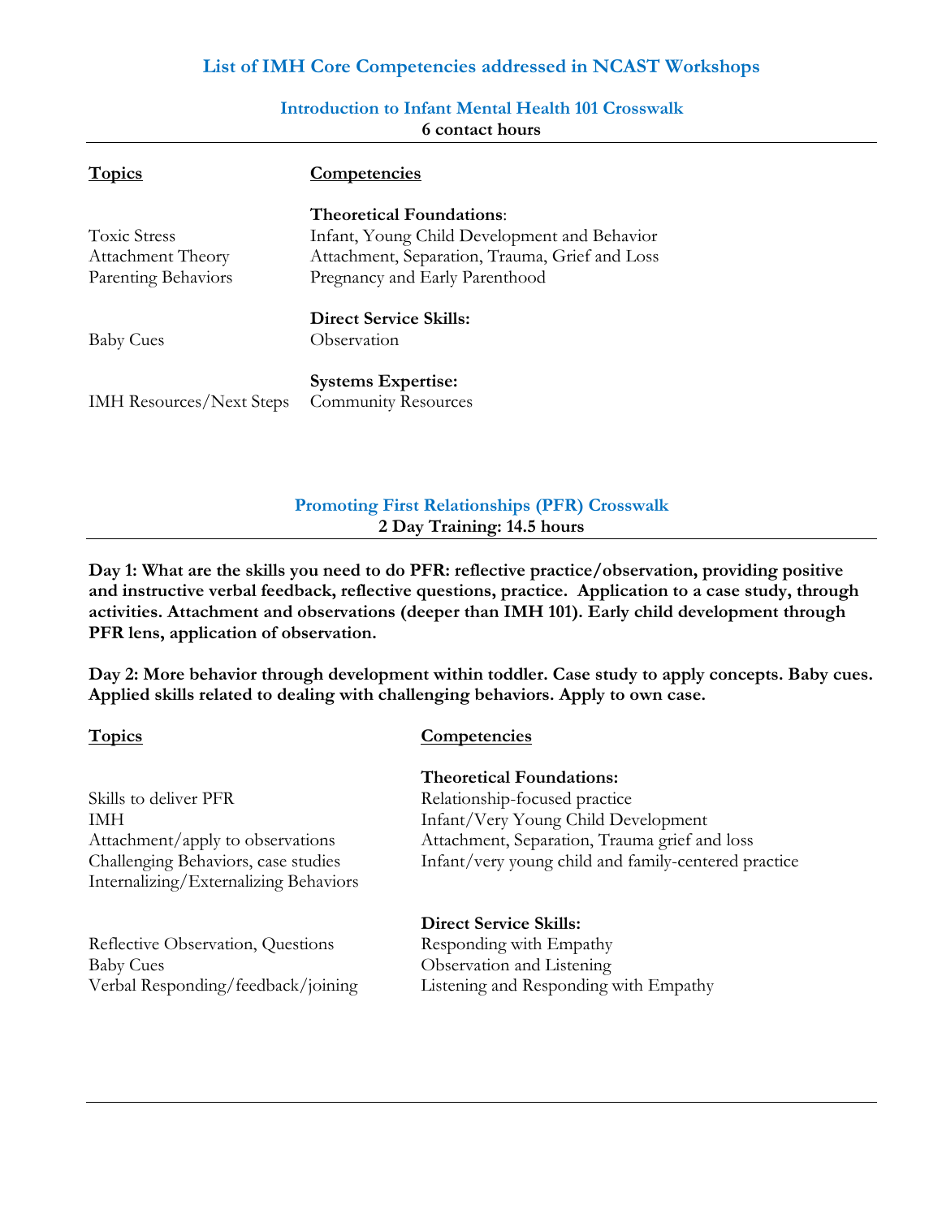## List of IMH Core Competencies addressed in NCAST Workshops

### Introduction to Infant Mental Health 101 Crosswalk

**6 contact hours**

| Topics | Competencies |
|---|---|
| | **Theoretical Foundations**: |
| Toxic Stress | Infant, Young Child Development and Behavior |
| Attachment Theory | Attachment, Separation, Trauma, Grief and Loss |
| Parenting Behaviors | Pregnancy and Early Parenthood |
| | **Direct Service Skills:** |
| Baby Cues | Observation |
| | **Systems Expertise:** |
| IMH Resources/Next Steps | Community Resources |

### Promoting First Relationships (PFR) Crosswalk

**2 Day Training: 14.5 hours**

**Day 1: What are the skills you need to do PFR: reflective practice/observation, providing positive and instructive verbal feedback, reflective questions, practice. Application to a case study, through activities. Attachment and observations (deeper than IMH 101). Early child development through PFR lens, application of observation.**

**Day 2: More behavior through development within toddler. Case study to apply concepts. Baby cues. Applied skills related to dealing with challenging behaviors. Apply to own case.**

| Topics | Competencies |
|---|---|
| | **Theoretical Foundations:** |
| Skills to deliver PFR | Relationship-focused practice |
| IMH | Infant/Very Young Child Development |
| Attachment/apply to observations | Attachment, Separation, Trauma grief and loss |
| Challenging Behaviors, case studies | Infant/very young child and family-centered practice |
| Internalizing/Externalizing Behaviors | |
| | **Direct Service Skills:** |
| Reflective Observation, Questions | Responding with Empathy |
| Baby Cues | Observation and Listening |
| Verbal Responding/feedback/joining | Listening and Responding with Empathy |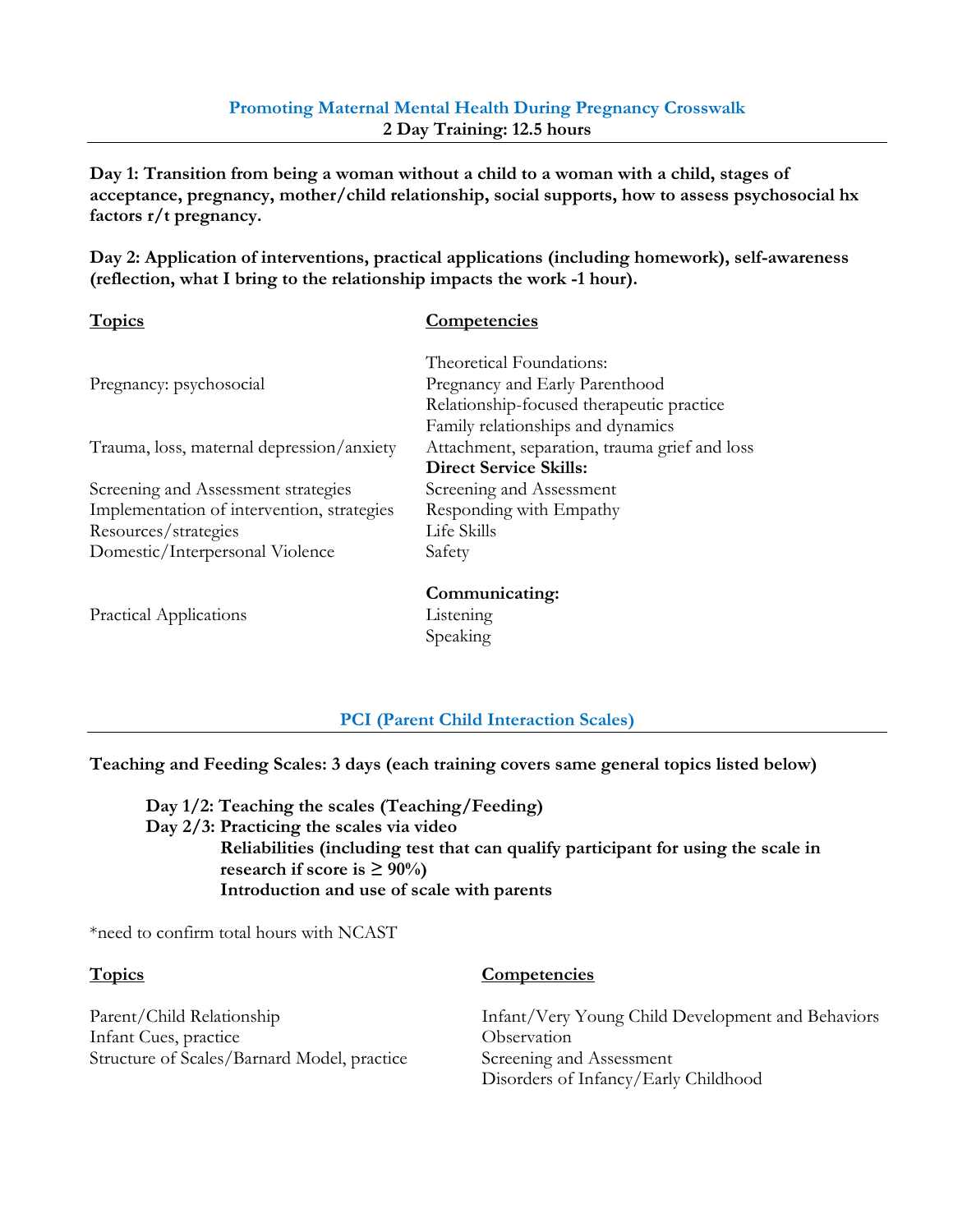## Promoting Maternal Mental Health During Pregnancy Crosswalk
**2 Day Training: 12.5 hours**

**Day 1: Transition from being a woman without a child to a woman with a child, stages of acceptance, pregnancy, mother/child relationship, social supports, how to assess psychosocial hx factors r/t pregnancy.**

**Day 2: Application of interventions, practical applications (including homework), self-awareness (reflection, what I bring to the relationship impacts the work -1 hour).**

| **Topics** | **Competencies** |
|---|---|
| | Theoretical Foundations: |
| Pregnancy: psychosocial | Pregnancy and Early Parenthood |
| | Relationship-focused therapeutic practice |
| | Family relationships and dynamics |
| Trauma, loss, maternal depression/anxiety | Attachment, separation, trauma grief and loss |
| | **Direct Service Skills:** |
| Screening and Assessment strategies | Screening and Assessment |
| Implementation of intervention, strategies | Responding with Empathy |
| Resources/strategies | Life Skills |
| Domestic/Interpersonal Violence | Safety |
| | **Communicating:** |
| Practical Applications | Listening |
| | Speaking |

## PCI (Parent Child Interaction Scales)

**Teaching and Feeding Scales: 3 days (each training covers same general topics listed below)**

**Day 1/2: Teaching the scales (Teaching/Feeding)**
**Day 2/3: Practicing the scales via video**
- **Reliabilities (including test that can qualify participant for using the scale in research if score is ≥ 90%)**
- **Introduction and use of scale with parents**

*need to confirm total hours with NCAST

| **Topics** | **Competencies** |
|---|---|
| Parent/Child Relationship | Infant/Very Young Child Development and Behaviors |
| Infant Cues, practice | Observation |
| Structure of Scales/Barnard Model, practice | Screening and Assessment |
| | Disorders of Infancy/Early Childhood |